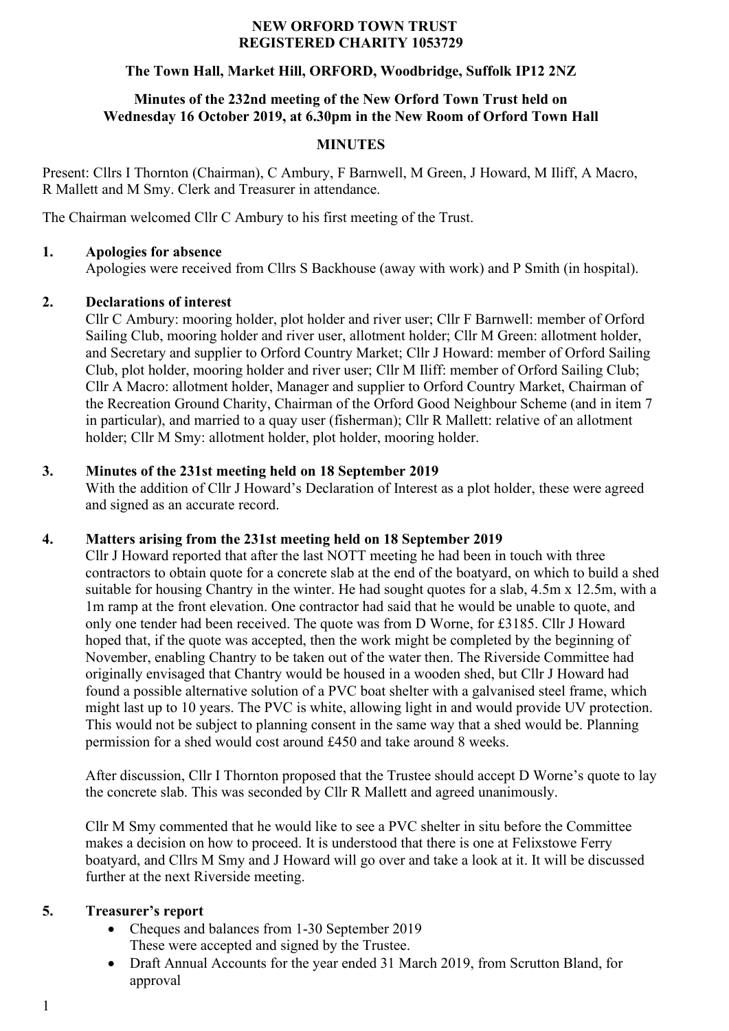**NEW ORFORD TOWN TRUST**
**REGISTERED CHARITY 1053729**

**The Town Hall, Market Hill, ORFORD, Woodbridge, Suffolk IP12 2NZ**

**Minutes of the 232nd meeting of the New Orford Town Trust held on Wednesday 16 October 2019, at 6.30pm in the New Room of Orford Town Hall**

**MINUTES**

Present: Cllrs I Thornton (Chairman), C Ambury, F Barnwell, M Green, J Howard, M Iliff, A Macro, R Mallett and M Smy. Clerk and Treasurer in attendance.

The Chairman welcomed Cllr C Ambury to his first meeting of the Trust.

**1. Apologies for absence**

Apologies were received from Cllrs S Backhouse (away with work) and P Smith (in hospital).

**2. Declarations of interest**

Cllr C Ambury: mooring holder, plot holder and river user; Cllr F Barnwell: member of Orford Sailing Club, mooring holder and river user, allotment holder; Cllr M Green: allotment holder, and Secretary and supplier to Orford Country Market; Cllr J Howard: member of Orford Sailing Club, plot holder, mooring holder and river user; Cllr M Iliff: member of Orford Sailing Club; Cllr A Macro: allotment holder, Manager and supplier to Orford Country Market, Chairman of the Recreation Ground Charity, Chairman of the Orford Good Neighbour Scheme (and in item 7 in particular), and married to a quay user (fisherman); Cllr R Mallett: relative of an allotment holder; Cllr M Smy: allotment holder, plot holder, mooring holder.

**3. Minutes of the 231st meeting held on 18 September 2019**

With the addition of Cllr J Howard's Declaration of Interest as a plot holder, these were agreed and signed as an accurate record.

**4. Matters arising from the 231st meeting held on 18 September 2019**

Cllr J Howard reported that after the last NOTT meeting he had been in touch with three contractors to obtain quote for a concrete slab at the end of the boatyard, on which to build a shed suitable for housing Chantry in the winter. He had sought quotes for a slab, 4.5m x 12.5m, with a 1m ramp at the front elevation. One contractor had said that he would be unable to quote, and only one tender had been received. The quote was from D Worne, for £3185. Cllr J Howard hoped that, if the quote was accepted, then the work might be completed by the beginning of November, enabling Chantry to be taken out of the water then. The Riverside Committee had originally envisaged that Chantry would be housed in a wooden shed, but Cllr J Howard had found a possible alternative solution of a PVC boat shelter with a galvanised steel frame, which might last up to 10 years. The PVC is white, allowing light in and would provide UV protection. This would not be subject to planning consent in the same way that a shed would be. Planning permission for a shed would cost around £450 and take around 8 weeks.

After discussion, Cllr I Thornton proposed that the Trustee should accept D Worne's quote to lay the concrete slab. This was seconded by Cllr R Mallett and agreed unanimously.

Cllr M Smy commented that he would like to see a PVC shelter in situ before the Committee makes a decision on how to proceed. It is understood that there is one at Felixstowe Ferry boatyard, and Cllrs M Smy and J Howard will go over and take a look at it. It will be discussed further at the next Riverside meeting.

**5. Treasurer's report**

- Cheques and balances from 1-30 September 2019
  These were accepted and signed by the Trustee.
- Draft Annual Accounts for the year ended 31 March 2019, from Scrutton Bland, for approval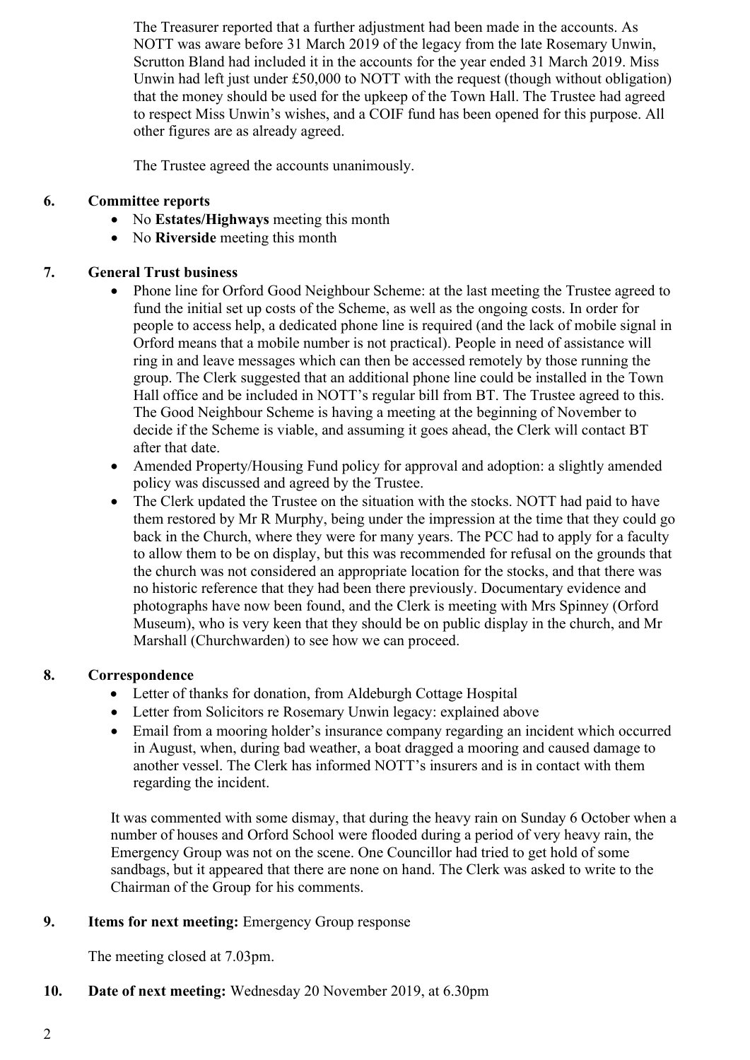The Treasurer reported that a further adjustment had been made in the accounts. As NOTT was aware before 31 March 2019 of the legacy from the late Rosemary Unwin, Scrutton Bland had included it in the accounts for the year ended 31 March 2019. Miss Unwin had left just under £50,000 to NOTT with the request (though without obligation) that the money should be used for the upkeep of the Town Hall. The Trustee had agreed to respect Miss Unwin's wishes, and a COIF fund has been opened for this purpose. All other figures are as already agreed.

The Trustee agreed the accounts unanimously.

**6. Committee reports**

- No **Estates/Highways** meeting this month
- No **Riverside** meeting this month

**7. General Trust business**

- Phone line for Orford Good Neighbour Scheme: at the last meeting the Trustee agreed to fund the initial set up costs of the Scheme, as well as the ongoing costs. In order for people to access help, a dedicated phone line is required (and the lack of mobile signal in Orford means that a mobile number is not practical). People in need of assistance will ring in and leave messages which can then be accessed remotely by those running the group. The Clerk suggested that an additional phone line could be installed in the Town Hall office and be included in NOTT's regular bill from BT. The Trustee agreed to this. The Good Neighbour Scheme is having a meeting at the beginning of November to decide if the Scheme is viable, and assuming it goes ahead, the Clerk will contact BT after that date.
- Amended Property/Housing Fund policy for approval and adoption: a slightly amended policy was discussed and agreed by the Trustee.
- The Clerk updated the Trustee on the situation with the stocks. NOTT had paid to have them restored by Mr R Murphy, being under the impression at the time that they could go back in the Church, where they were for many years. The PCC had to apply for a faculty to allow them to be on display, but this was recommended for refusal on the grounds that the church was not considered an appropriate location for the stocks, and that there was no historic reference that they had been there previously. Documentary evidence and photographs have now been found, and the Clerk is meeting with Mrs Spinney (Orford Museum), who is very keen that they should be on public display in the church, and Mr Marshall (Churchwarden) to see how we can proceed.

**8. Correspondence**

- Letter of thanks for donation, from Aldeburgh Cottage Hospital
- Letter from Solicitors re Rosemary Unwin legacy: explained above
- Email from a mooring holder's insurance company regarding an incident which occurred in August, when, during bad weather, a boat dragged a mooring and caused damage to another vessel. The Clerk has informed NOTT's insurers and is in contact with them regarding the incident.

It was commented with some dismay, that during the heavy rain on Sunday 6 October when a number of houses and Orford School were flooded during a period of very heavy rain, the Emergency Group was not on the scene. One Councillor had tried to get hold of some sandbags, but it appeared that there are none on hand. The Clerk was asked to write to the Chairman of the Group for his comments.

**9. Items for next meeting:** Emergency Group response

The meeting closed at 7.03pm.

**10. Date of next meeting:** Wednesday 20 November 2019, at 6.30pm